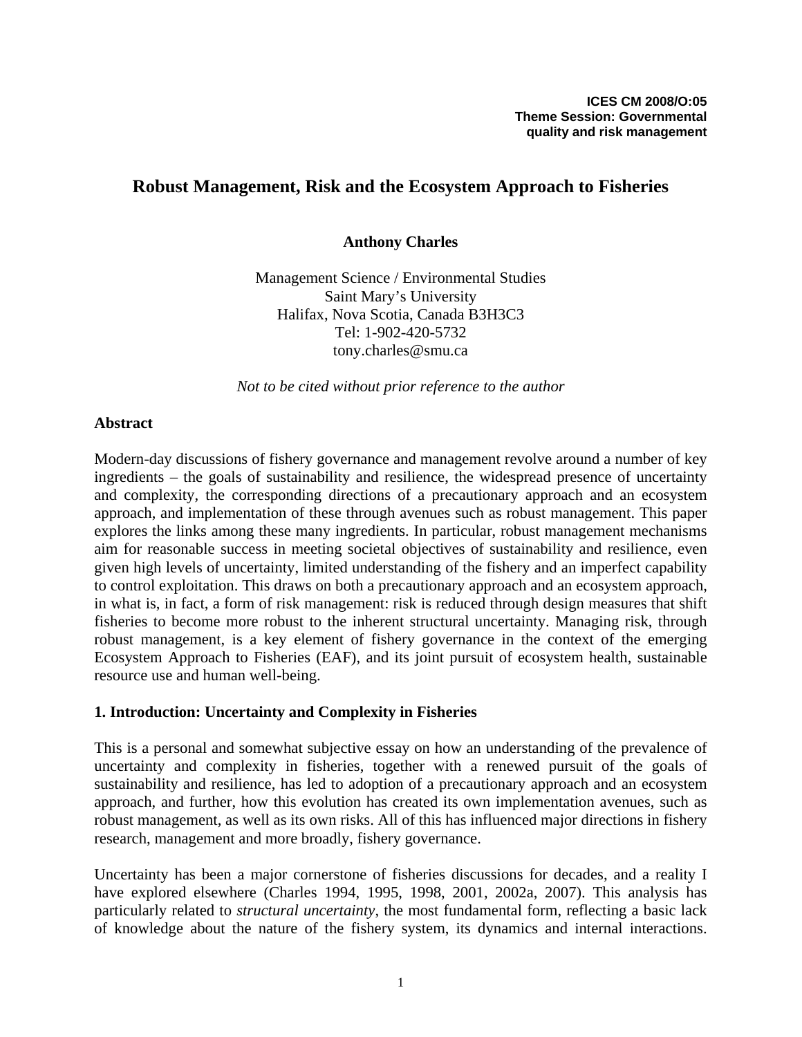**ICES CM 2008/O:05**
**Theme Session: Governmental quality and risk management**

# Robust Management, Risk and the Ecosystem Approach to Fisheries

**Anthony Charles**

Management Science / Environmental Studies
Saint Mary's University
Halifax, Nova Scotia, Canada B3H3C3
Tel: 1-902-420-5732
tony.charles@smu.ca

*Not to be cited without prior reference to the author*

## Abstract

Modern-day discussions of fishery governance and management revolve around a number of key ingredients – the goals of sustainability and resilience, the widespread presence of uncertainty and complexity, the corresponding directions of a precautionary approach and an ecosystem approach, and implementation of these through avenues such as robust management. This paper explores the links among these many ingredients. In particular, robust management mechanisms aim for reasonable success in meeting societal objectives of sustainability and resilience, even given high levels of uncertainty, limited understanding of the fishery and an imperfect capability to control exploitation. This draws on both a precautionary approach and an ecosystem approach, in what is, in fact, a form of risk management: risk is reduced through design measures that shift fisheries to become more robust to the inherent structural uncertainty. Managing risk, through robust management, is a key element of fishery governance in the context of the emerging Ecosystem Approach to Fisheries (EAF), and its joint pursuit of ecosystem health, sustainable resource use and human well-being.

## 1. Introduction: Uncertainty and Complexity in Fisheries

This is a personal and somewhat subjective essay on how an understanding of the prevalence of uncertainty and complexity in fisheries, together with a renewed pursuit of the goals of sustainability and resilience, has led to adoption of a precautionary approach and an ecosystem approach, and further, how this evolution has created its own implementation avenues, such as robust management, as well as its own risks. All of this has influenced major directions in fishery research, management and more broadly, fishery governance.

Uncertainty has been a major cornerstone of fisheries discussions for decades, and a reality I have explored elsewhere (Charles 1994, 1995, 1998, 2001, 2002a, 2007). This analysis has particularly related to *structural uncertainty*, the most fundamental form, reflecting a basic lack of knowledge about the nature of the fishery system, its dynamics and internal interactions.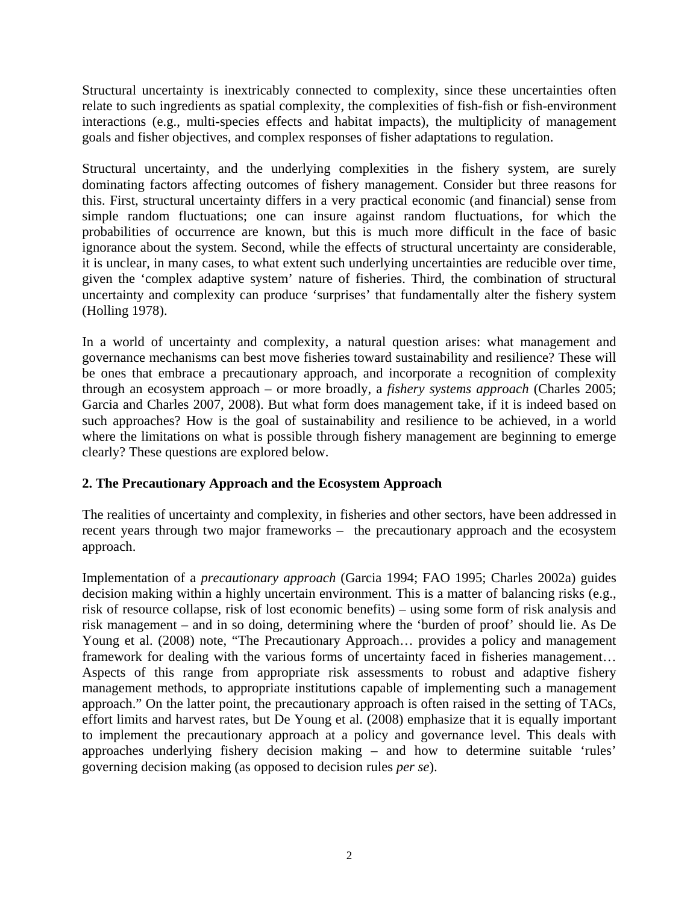Structural uncertainty is inextricably connected to complexity, since these uncertainties often relate to such ingredients as spatial complexity, the complexities of fish-fish or fish-environment interactions (e.g., multi-species effects and habitat impacts), the multiplicity of management goals and fisher objectives, and complex responses of fisher adaptations to regulation.

Structural uncertainty, and the underlying complexities in the fishery system, are surely dominating factors affecting outcomes of fishery management. Consider but three reasons for this. First, structural uncertainty differs in a very practical economic (and financial) sense from simple random fluctuations; one can insure against random fluctuations, for which the probabilities of occurrence are known, but this is much more difficult in the face of basic ignorance about the system. Second, while the effects of structural uncertainty are considerable, it is unclear, in many cases, to what extent such underlying uncertainties are reducible over time, given the 'complex adaptive system' nature of fisheries. Third, the combination of structural uncertainty and complexity can produce 'surprises' that fundamentally alter the fishery system (Holling 1978).

In a world of uncertainty and complexity, a natural question arises: what management and governance mechanisms can best move fisheries toward sustainability and resilience? These will be ones that embrace a precautionary approach, and incorporate a recognition of complexity through an ecosystem approach – or more broadly, a *fishery systems approach* (Charles 2005; Garcia and Charles 2007, 2008). But what form does management take, if it is indeed based on such approaches? How is the goal of sustainability and resilience to be achieved, in a world where the limitations on what is possible through fishery management are beginning to emerge clearly? These questions are explored below.

## 2. The Precautionary Approach and the Ecosystem Approach

The realities of uncertainty and complexity, in fisheries and other sectors, have been addressed in recent years through two major frameworks – the precautionary approach and the ecosystem approach.

Implementation of a *precautionary approach* (Garcia 1994; FAO 1995; Charles 2002a) guides decision making within a highly uncertain environment. This is a matter of balancing risks (e.g., risk of resource collapse, risk of lost economic benefits) – using some form of risk analysis and risk management – and in so doing, determining where the 'burden of proof' should lie. As De Young et al. (2008) note, "The Precautionary Approach… provides a policy and management framework for dealing with the various forms of uncertainty faced in fisheries management… Aspects of this range from appropriate risk assessments to robust and adaptive fishery management methods, to appropriate institutions capable of implementing such a management approach." On the latter point, the precautionary approach is often raised in the setting of TACs, effort limits and harvest rates, but De Young et al. (2008) emphasize that it is equally important to implement the precautionary approach at a policy and governance level. This deals with approaches underlying fishery decision making – and how to determine suitable 'rules' governing decision making (as opposed to decision rules *per se*).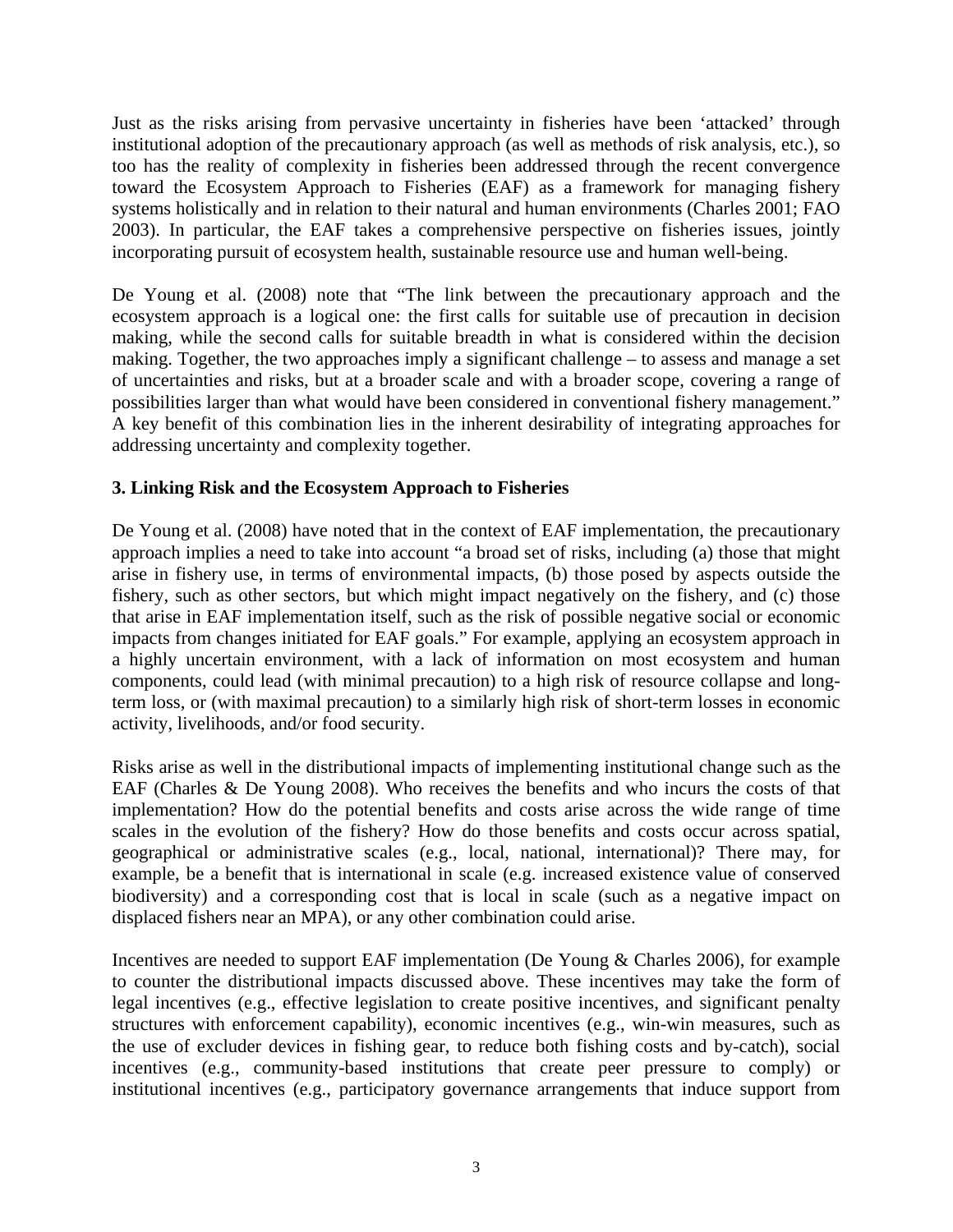Just as the risks arising from pervasive uncertainty in fisheries have been 'attacked' through institutional adoption of the precautionary approach (as well as methods of risk analysis, etc.), so too has the reality of complexity in fisheries been addressed through the recent convergence toward the Ecosystem Approach to Fisheries (EAF) as a framework for managing fishery systems holistically and in relation to their natural and human environments (Charles 2001; FAO 2003). In particular, the EAF takes a comprehensive perspective on fisheries issues, jointly incorporating pursuit of ecosystem health, sustainable resource use and human well-being.

De Young et al. (2008) note that "The link between the precautionary approach and the ecosystem approach is a logical one: the first calls for suitable use of precaution in decision making, while the second calls for suitable breadth in what is considered within the decision making. Together, the two approaches imply a significant challenge – to assess and manage a set of uncertainties and risks, but at a broader scale and with a broader scope, covering a range of possibilities larger than what would have been considered in conventional fishery management." A key benefit of this combination lies in the inherent desirability of integrating approaches for addressing uncertainty and complexity together.

### 3. Linking Risk and the Ecosystem Approach to Fisheries

De Young et al. (2008) have noted that in the context of EAF implementation, the precautionary approach implies a need to take into account "a broad set of risks, including (a) those that might arise in fishery use, in terms of environmental impacts, (b) those posed by aspects outside the fishery, such as other sectors, but which might impact negatively on the fishery, and (c) those that arise in EAF implementation itself, such as the risk of possible negative social or economic impacts from changes initiated for EAF goals." For example, applying an ecosystem approach in a highly uncertain environment, with a lack of information on most ecosystem and human components, could lead (with minimal precaution) to a high risk of resource collapse and long-term loss, or (with maximal precaution) to a similarly high risk of short-term losses in economic activity, livelihoods, and/or food security.

Risks arise as well in the distributional impacts of implementing institutional change such as the EAF (Charles & De Young 2008). Who receives the benefits and who incurs the costs of that implementation? How do the potential benefits and costs arise across the wide range of time scales in the evolution of the fishery? How do those benefits and costs occur across spatial, geographical or administrative scales (e.g., local, national, international)? There may, for example, be a benefit that is international in scale (e.g. increased existence value of conserved biodiversity) and a corresponding cost that is local in scale (such as a negative impact on displaced fishers near an MPA), or any other combination could arise.

Incentives are needed to support EAF implementation (De Young & Charles 2006), for example to counter the distributional impacts discussed above. These incentives may take the form of legal incentives (e.g., effective legislation to create positive incentives, and significant penalty structures with enforcement capability), economic incentives (e.g., win-win measures, such as the use of excluder devices in fishing gear, to reduce both fishing costs and by-catch), social incentives (e.g., community-based institutions that create peer pressure to comply) or institutional incentives (e.g., participatory governance arrangements that induce support from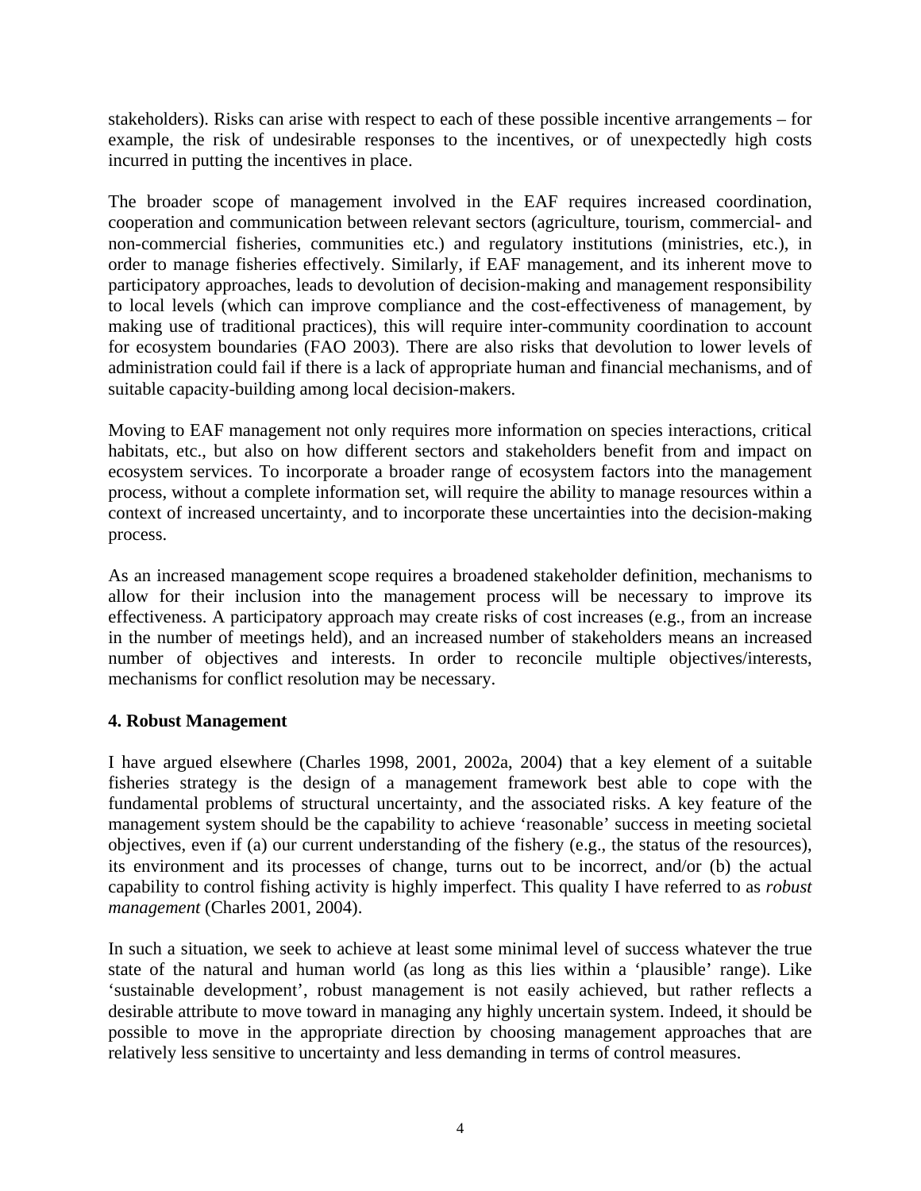stakeholders). Risks can arise with respect to each of these possible incentive arrangements – for example, the risk of undesirable responses to the incentives, or of unexpectedly high costs incurred in putting the incentives in place.

The broader scope of management involved in the EAF requires increased coordination, cooperation and communication between relevant sectors (agriculture, tourism, commercial- and non-commercial fisheries, communities etc.) and regulatory institutions (ministries, etc.), in order to manage fisheries effectively. Similarly, if EAF management, and its inherent move to participatory approaches, leads to devolution of decision-making and management responsibility to local levels (which can improve compliance and the cost-effectiveness of management, by making use of traditional practices), this will require inter-community coordination to account for ecosystem boundaries (FAO 2003). There are also risks that devolution to lower levels of administration could fail if there is a lack of appropriate human and financial mechanisms, and of suitable capacity-building among local decision-makers.

Moving to EAF management not only requires more information on species interactions, critical habitats, etc., but also on how different sectors and stakeholders benefit from and impact on ecosystem services. To incorporate a broader range of ecosystem factors into the management process, without a complete information set, will require the ability to manage resources within a context of increased uncertainty, and to incorporate these uncertainties into the decision-making process.

As an increased management scope requires a broadened stakeholder definition, mechanisms to allow for their inclusion into the management process will be necessary to improve its effectiveness. A participatory approach may create risks of cost increases (e.g., from an increase in the number of meetings held), and an increased number of stakeholders means an increased number of objectives and interests. In order to reconcile multiple objectives/interests, mechanisms for conflict resolution may be necessary.

## 4. Robust Management

I have argued elsewhere (Charles 1998, 2001, 2002a, 2004) that a key element of a suitable fisheries strategy is the design of a management framework best able to cope with the fundamental problems of structural uncertainty, and the associated risks. A key feature of the management system should be the capability to achieve 'reasonable' success in meeting societal objectives, even if (a) our current understanding of the fishery (e.g., the status of the resources), its environment and its processes of change, turns out to be incorrect, and/or (b) the actual capability to control fishing activity is highly imperfect. This quality I have referred to as *robust management* (Charles 2001, 2004).

In such a situation, we seek to achieve at least some minimal level of success whatever the true state of the natural and human world (as long as this lies within a 'plausible' range). Like 'sustainable development', robust management is not easily achieved, but rather reflects a desirable attribute to move toward in managing any highly uncertain system. Indeed, it should be possible to move in the appropriate direction by choosing management approaches that are relatively less sensitive to uncertainty and less demanding in terms of control measures.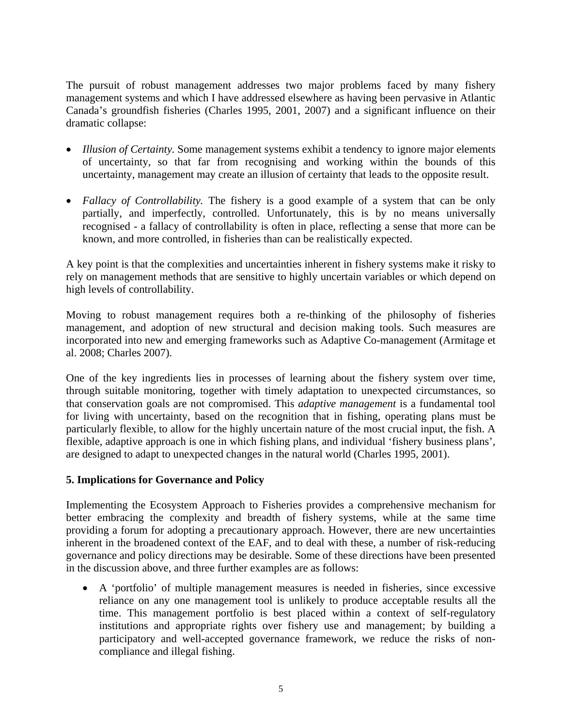The pursuit of robust management addresses two major problems faced by many fishery management systems and which I have addressed elsewhere as having been pervasive in Atlantic Canada's groundfish fisheries (Charles 1995, 2001, 2007) and a significant influence on their dramatic collapse:

- *Illusion of Certainty.* Some management systems exhibit a tendency to ignore major elements of uncertainty, so that far from recognising and working within the bounds of this uncertainty, management may create an illusion of certainty that leads to the opposite result.
- *Fallacy of Controllability.* The fishery is a good example of a system that can be only partially, and imperfectly, controlled. Unfortunately, this is by no means universally recognised - a fallacy of controllability is often in place, reflecting a sense that more can be known, and more controlled, in fisheries than can be realistically expected.

A key point is that the complexities and uncertainties inherent in fishery systems make it risky to rely on management methods that are sensitive to highly uncertain variables or which depend on high levels of controllability.

Moving to robust management requires both a re-thinking of the philosophy of fisheries management, and adoption of new structural and decision making tools. Such measures are incorporated into new and emerging frameworks such as Adaptive Co-management (Armitage et al. 2008; Charles 2007).

One of the key ingredients lies in processes of learning about the fishery system over time, through suitable monitoring, together with timely adaptation to unexpected circumstances, so that conservation goals are not compromised. This *adaptive management* is a fundamental tool for living with uncertainty, based on the recognition that in fishing, operating plans must be particularly flexible, to allow for the highly uncertain nature of the most crucial input, the fish. A flexible, adaptive approach is one in which fishing plans, and individual 'fishery business plans', are designed to adapt to unexpected changes in the natural world (Charles 1995, 2001).

## 5. Implications for Governance and Policy

Implementing the Ecosystem Approach to Fisheries provides a comprehensive mechanism for better embracing the complexity and breadth of fishery systems, while at the same time providing a forum for adopting a precautionary approach. However, there are new uncertainties inherent in the broadened context of the EAF, and to deal with these, a number of risk-reducing governance and policy directions may be desirable. Some of these directions have been presented in the discussion above, and three further examples are as follows:

- A 'portfolio' of multiple management measures is needed in fisheries, since excessive reliance on any one management tool is unlikely to produce acceptable results all the time. This management portfolio is best placed within a context of self-regulatory institutions and appropriate rights over fishery use and management; by building a participatory and well-accepted governance framework, we reduce the risks of non-compliance and illegal fishing.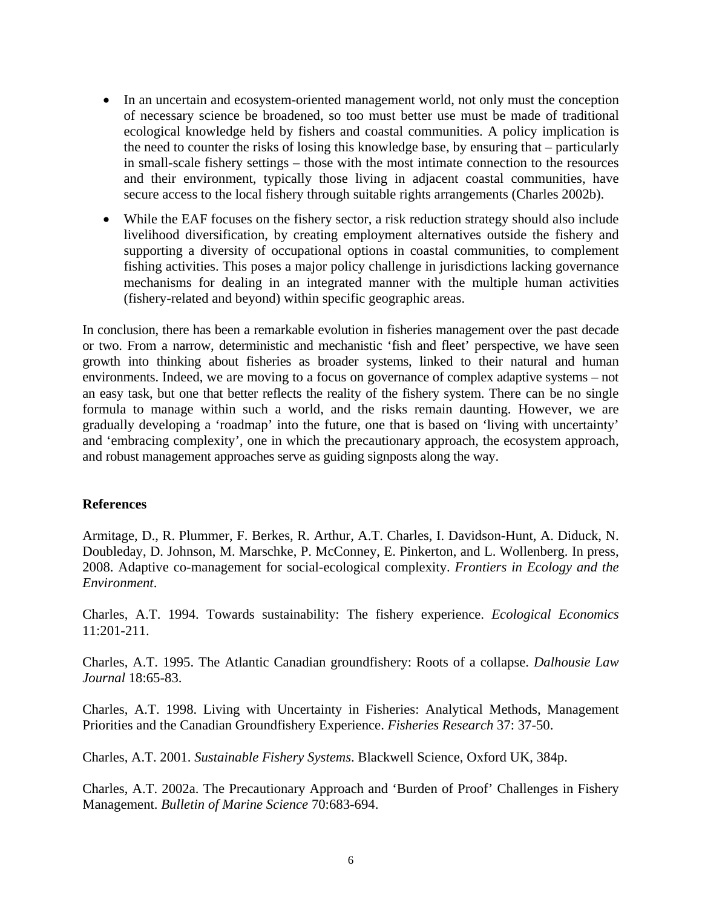- In an uncertain and ecosystem-oriented management world, not only must the conception of necessary science be broadened, so too must better use must be made of traditional ecological knowledge held by fishers and coastal communities. A policy implication is the need to counter the risks of losing this knowledge base, by ensuring that – particularly in small-scale fishery settings – those with the most intimate connection to the resources and their environment, typically those living in adjacent coastal communities, have secure access to the local fishery through suitable rights arrangements (Charles 2002b).
- While the EAF focuses on the fishery sector, a risk reduction strategy should also include livelihood diversification, by creating employment alternatives outside the fishery and supporting a diversity of occupational options in coastal communities, to complement fishing activities. This poses a major policy challenge in jurisdictions lacking governance mechanisms for dealing in an integrated manner with the multiple human activities (fishery-related and beyond) within specific geographic areas.

In conclusion, there has been a remarkable evolution in fisheries management over the past decade or two. From a narrow, deterministic and mechanistic 'fish and fleet' perspective, we have seen growth into thinking about fisheries as broader systems, linked to their natural and human environments. Indeed, we are moving to a focus on governance of complex adaptive systems – not an easy task, but one that better reflects the reality of the fishery system. There can be no single formula to manage within such a world, and the risks remain daunting. However, we are gradually developing a 'roadmap' into the future, one that is based on 'living with uncertainty' and 'embracing complexity', one in which the precautionary approach, the ecosystem approach, and robust management approaches serve as guiding signposts along the way.

**References**

Armitage, D., R. Plummer, F. Berkes, R. Arthur, A.T. Charles, I. Davidson-Hunt, A. Diduck, N. Doubleday, D. Johnson, M. Marschke, P. McConney, E. Pinkerton, and L. Wollenberg. In press, 2008. Adaptive co-management for social-ecological complexity. *Frontiers in Ecology and the Environment*.

Charles, A.T. 1994. Towards sustainability: The fishery experience. *Ecological Economics* 11:201-211.

Charles, A.T. 1995. The Atlantic Canadian groundfishery: Roots of a collapse. *Dalhousie Law Journal* 18:65-83.

Charles, A.T. 1998. Living with Uncertainty in Fisheries: Analytical Methods, Management Priorities and the Canadian Groundfishery Experience. *Fisheries Research* 37: 37-50.

Charles, A.T. 2001. *Sustainable Fishery Systems*. Blackwell Science, Oxford UK, 384p.

Charles, A.T. 2002a. The Precautionary Approach and 'Burden of Proof' Challenges in Fishery Management. *Bulletin of Marine Science* 70:683-694.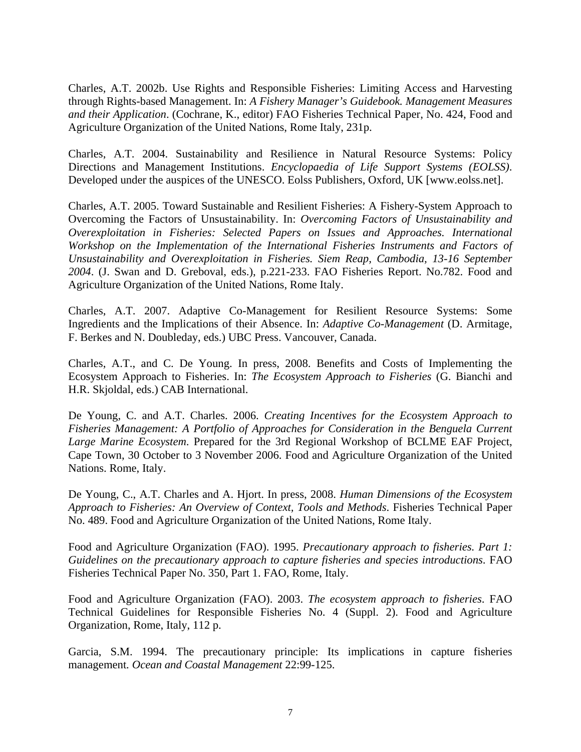Charles, A.T. 2002b. Use Rights and Responsible Fisheries: Limiting Access and Harvesting through Rights-based Management. In: *A Fishery Manager's Guidebook. Management Measures and their Application*. (Cochrane, K., editor) FAO Fisheries Technical Paper, No. 424, Food and Agriculture Organization of the United Nations, Rome Italy, 231p.

Charles, A.T. 2004. Sustainability and Resilience in Natural Resource Systems: Policy Directions and Management Institutions. *Encyclopaedia of Life Support Systems (EOLSS)*. Developed under the auspices of the UNESCO. Eolss Publishers, Oxford, UK [www.eolss.net].

Charles, A.T. 2005. Toward Sustainable and Resilient Fisheries: A Fishery-System Approach to Overcoming the Factors of Unsustainability. In: *Overcoming Factors of Unsustainability and Overexploitation in Fisheries: Selected Papers on Issues and Approaches. International Workshop on the Implementation of the International Fisheries Instruments and Factors of Unsustainability and Overexploitation in Fisheries. Siem Reap, Cambodia, 13-16 September 2004*. (J. Swan and D. Greboval, eds.), p.221-233. FAO Fisheries Report. No.782. Food and Agriculture Organization of the United Nations, Rome Italy.

Charles, A.T. 2007. Adaptive Co-Management for Resilient Resource Systems: Some Ingredients and the Implications of their Absence. In: *Adaptive Co-Management* (D. Armitage, F. Berkes and N. Doubleday, eds.) UBC Press. Vancouver, Canada.

Charles, A.T., and C. De Young. In press, 2008. Benefits and Costs of Implementing the Ecosystem Approach to Fisheries. In: *The Ecosystem Approach to Fisheries* (G. Bianchi and H.R. Skjoldal, eds.) CAB International.

De Young, C. and A.T. Charles. 2006. *Creating Incentives for the Ecosystem Approach to Fisheries Management: A Portfolio of Approaches for Consideration in the Benguela Current Large Marine Ecosystem*. Prepared for the 3rd Regional Workshop of BCLME EAF Project, Cape Town, 30 October to 3 November 2006. Food and Agriculture Organization of the United Nations. Rome, Italy.

De Young, C., A.T. Charles and A. Hjort. In press, 2008. *Human Dimensions of the Ecosystem Approach to Fisheries: An Overview of Context, Tools and Methods*. Fisheries Technical Paper No. 489. Food and Agriculture Organization of the United Nations, Rome Italy.

Food and Agriculture Organization (FAO). 1995. *Precautionary approach to fisheries. Part 1: Guidelines on the precautionary approach to capture fisheries and species introductions*. FAO Fisheries Technical Paper No. 350, Part 1. FAO, Rome, Italy.

Food and Agriculture Organization (FAO). 2003. *The ecosystem approach to fisheries*. FAO Technical Guidelines for Responsible Fisheries No. 4 (Suppl. 2). Food and Agriculture Organization, Rome, Italy, 112 p.

Garcia, S.M. 1994. The precautionary principle: Its implications in capture fisheries management. *Ocean and Coastal Management* 22:99-125.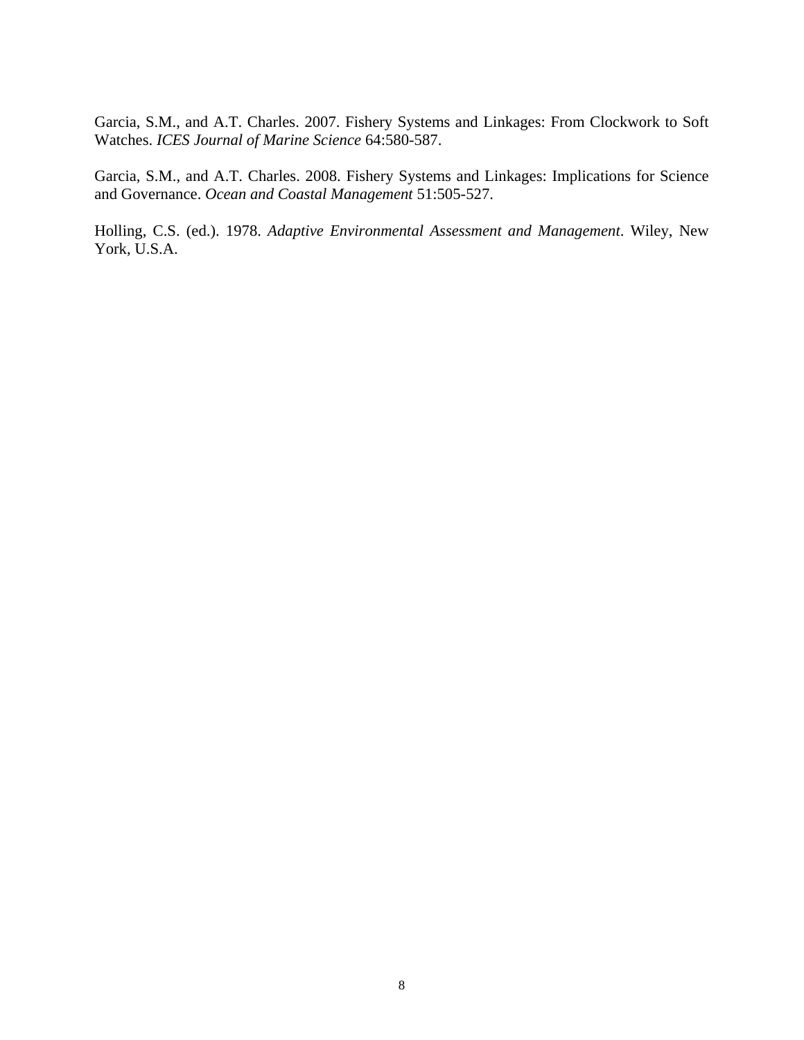Garcia, S.M., and A.T. Charles. 2007. Fishery Systems and Linkages: From Clockwork to Soft Watches. *ICES Journal of Marine Science* 64:580-587.

Garcia, S.M., and A.T. Charles. 2008. Fishery Systems and Linkages: Implications for Science and Governance. *Ocean and Coastal Management* 51:505-527.

Holling, C.S. (ed.). 1978. *Adaptive Environmental Assessment and Management*. Wiley, New York, U.S.A.